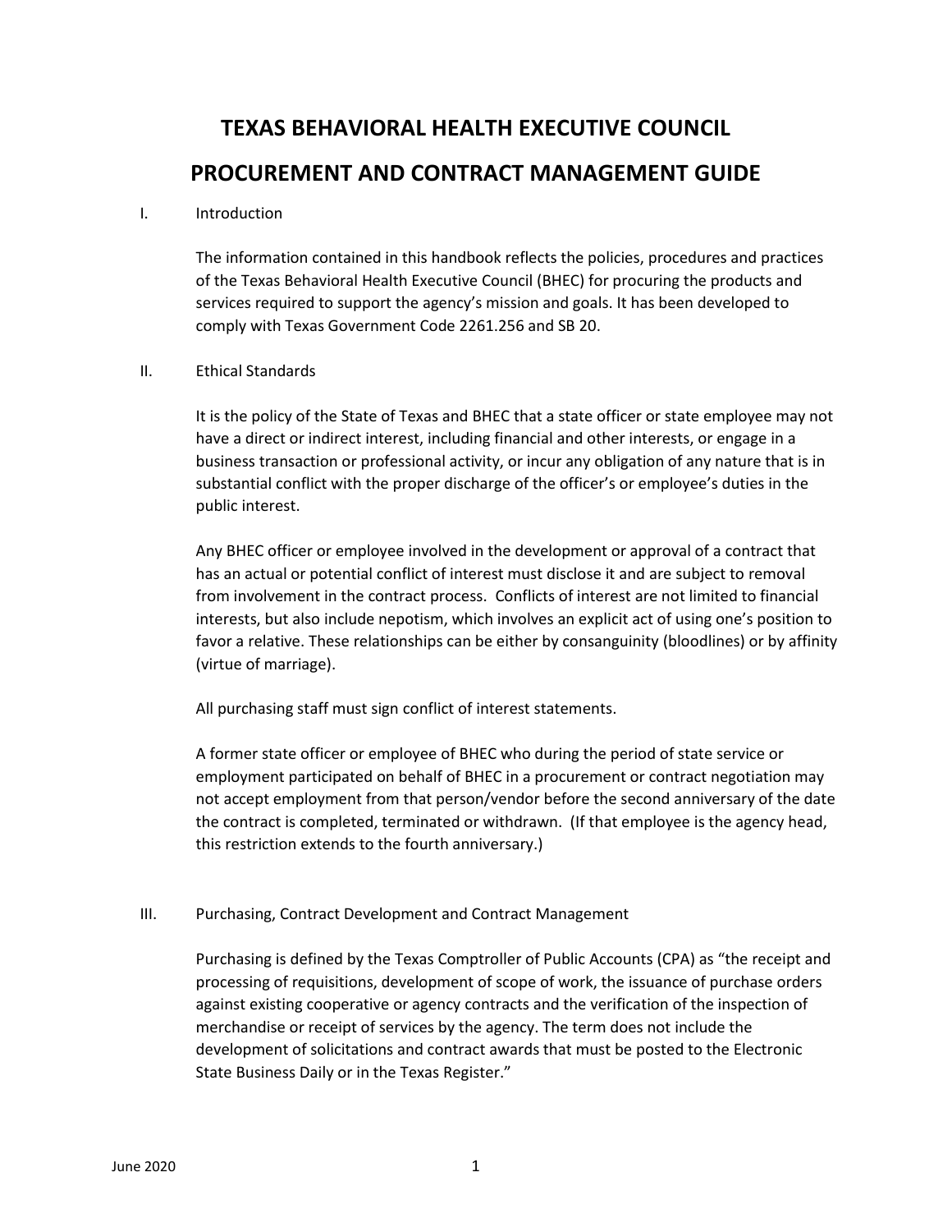# TEXAS BEHAVIORAL HEALTH EXECUTIVE COUNCIL

# PROCUREMENT AND CONTRACT MANAGEMENT GUIDE

## I. Introduction

The information contained in this handbook reflects the policies, procedures and practices of the Texas Behavioral Health Executive Council (BHEC) for procuring the products and services required to support the agency's mission and goals. It has been developed to comply with Texas Government Code 2261.256 and SB 20.

## II. Ethical Standards

It is the policy of the State of Texas and BHEC that a state officer or state employee may not have a direct or indirect interest, including financial and other interests, or engage in a business transaction or professional activity, or incur any obligation of any nature that is in substantial conflict with the proper discharge of the officer's or employee's duties in the public interest.

Any BHEC officer or employee involved in the development or approval of a contract that has an actual or potential conflict of interest must disclose it and are subject to removal from involvement in the contract process. Conflicts of interest are not limited to financial interests, but also include nepotism, which involves an explicit act of using one's position to favor a relative. These relationships can be either by consanguinity (bloodlines) or by affinity (virtue of marriage).

All purchasing staff must sign conflict of interest statements.

A former state officer or employee of BHEC who during the period of state service or employment participated on behalf of BHEC in a procurement or contract negotiation may not accept employment from that person/vendor before the second anniversary of the date the contract is completed, terminated or withdrawn. (If that employee is the agency head, this restriction extends to the fourth anniversary.)

## III. Purchasing, Contract Development and Contract Management

Purchasing is defined by the Texas Comptroller of Public Accounts (CPA) as "the receipt and processing of requisitions, development of scope of work, the issuance of purchase orders against existing cooperative or agency contracts and the verification of the inspection of merchandise or receipt of services by the agency. The term does not include the development of solicitations and contract awards that must be posted to the Electronic State Business Daily or in the Texas Register."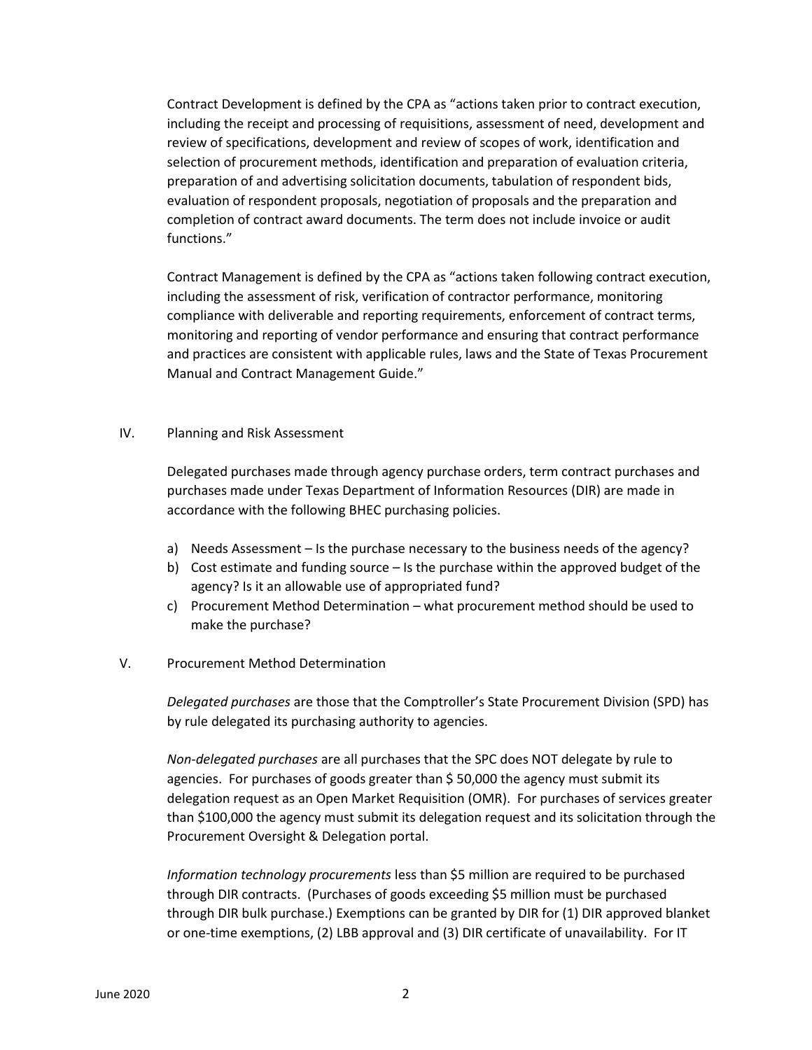Contract Development is defined by the CPA as "actions taken prior to contract execution, including the receipt and processing of requisitions, assessment of need, development and review of specifications, development and review of scopes of work, identification and selection of procurement methods, identification and preparation of evaluation criteria, preparation of and advertising solicitation documents, tabulation of respondent bids, evaluation of respondent proposals, negotiation of proposals and the preparation and completion of contract award documents. The term does not include invoice or audit functions."

Contract Management is defined by the CPA as "actions taken following contract execution, including the assessment of risk, verification of contractor performance, monitoring compliance with deliverable and reporting requirements, enforcement of contract terms, monitoring and reporting of vendor performance and ensuring that contract performance and practices are consistent with applicable rules, laws and the State of Texas Procurement Manual and Contract Management Guide."

## IV. Planning and Risk Assessment

Delegated purchases made through agency purchase orders, term contract purchases and purchases made under Texas Department of Information Resources (DIR) are made in accordance with the following BHEC purchasing policies.

a) Needs Assessment – Is the purchase necessary to the business needs of the agency?
b) Cost estimate and funding source – Is the purchase within the approved budget of the agency? Is it an allowable use of appropriated fund?
c) Procurement Method Determination – what procurement method should be used to make the purchase?

## V. Procurement Method Determination

*Delegated purchases* are those that the Comptroller's State Procurement Division (SPD) has by rule delegated its purchasing authority to agencies.

*Non-delegated purchases* are all purchases that the SPC does NOT delegate by rule to agencies. For purchases of goods greater than $ 50,000 the agency must submit its delegation request as an Open Market Requisition (OMR). For purchases of services greater than $100,000 the agency must submit its delegation request and its solicitation through the Procurement Oversight & Delegation portal.

*Information technology procurements* less than $5 million are required to be purchased through DIR contracts. (Purchases of goods exceeding $5 million must be purchased through DIR bulk purchase.) Exemptions can be granted by DIR for (1) DIR approved blanket or one-time exemptions, (2) LBB approval and (3) DIR certificate of unavailability. For IT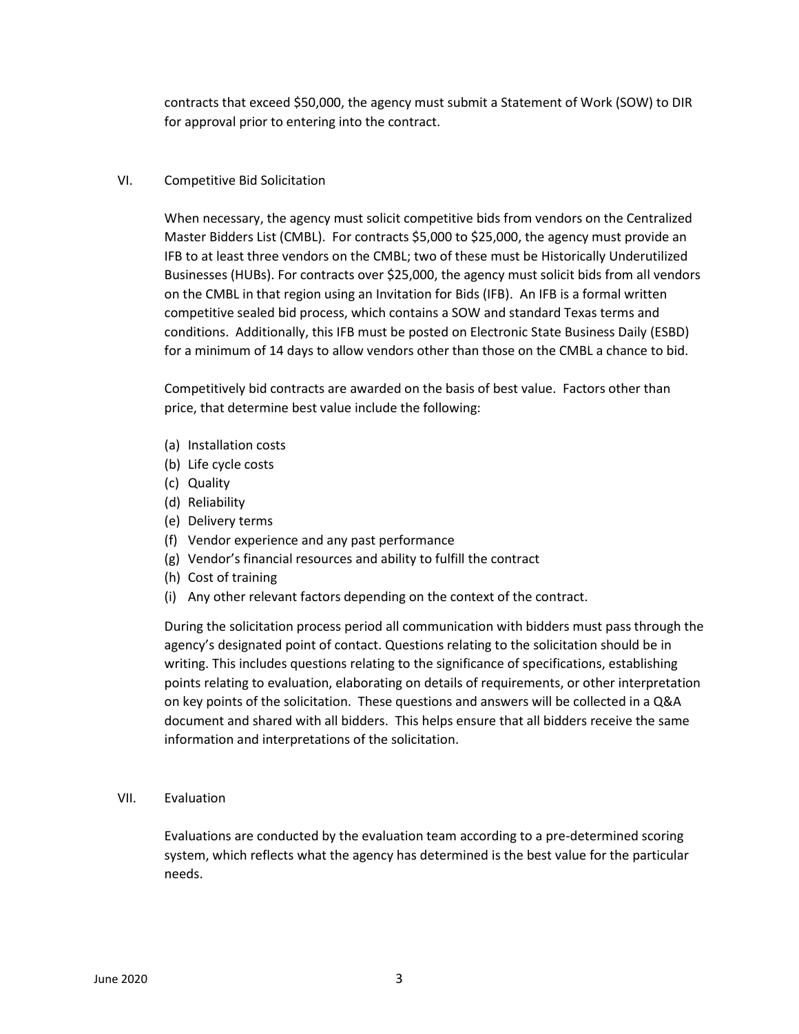contracts that exceed $50,000, the agency must submit a Statement of Work (SOW) to DIR for approval prior to entering into the contract.

## VI. Competitive Bid Solicitation

When necessary, the agency must solicit competitive bids from vendors on the Centralized Master Bidders List (CMBL). For contracts $5,000 to $25,000, the agency must provide an IFB to at least three vendors on the CMBL; two of these must be Historically Underutilized Businesses (HUBs). For contracts over $25,000, the agency must solicit bids from all vendors on the CMBL in that region using an Invitation for Bids (IFB). An IFB is a formal written competitive sealed bid process, which contains a SOW and standard Texas terms and conditions. Additionally, this IFB must be posted on Electronic State Business Daily (ESBD) for a minimum of 14 days to allow vendors other than those on the CMBL a chance to bid.

Competitively bid contracts are awarded on the basis of best value. Factors other than price, that determine best value include the following:

(a) Installation costs
(b) Life cycle costs
(c) Quality
(d) Reliability
(e) Delivery terms
(f) Vendor experience and any past performance
(g) Vendor's financial resources and ability to fulfill the contract
(h) Cost of training
(i) Any other relevant factors depending on the context of the contract.

During the solicitation process period all communication with bidders must pass through the agency's designated point of contact. Questions relating to the solicitation should be in writing. This includes questions relating to the significance of specifications, establishing points relating to evaluation, elaborating on details of requirements, or other interpretation on key points of the solicitation. These questions and answers will be collected in a Q&A document and shared with all bidders. This helps ensure that all bidders receive the same information and interpretations of the solicitation.

## VII. Evaluation

Evaluations are conducted by the evaluation team according to a pre-determined scoring system, which reflects what the agency has determined is the best value for the particular needs.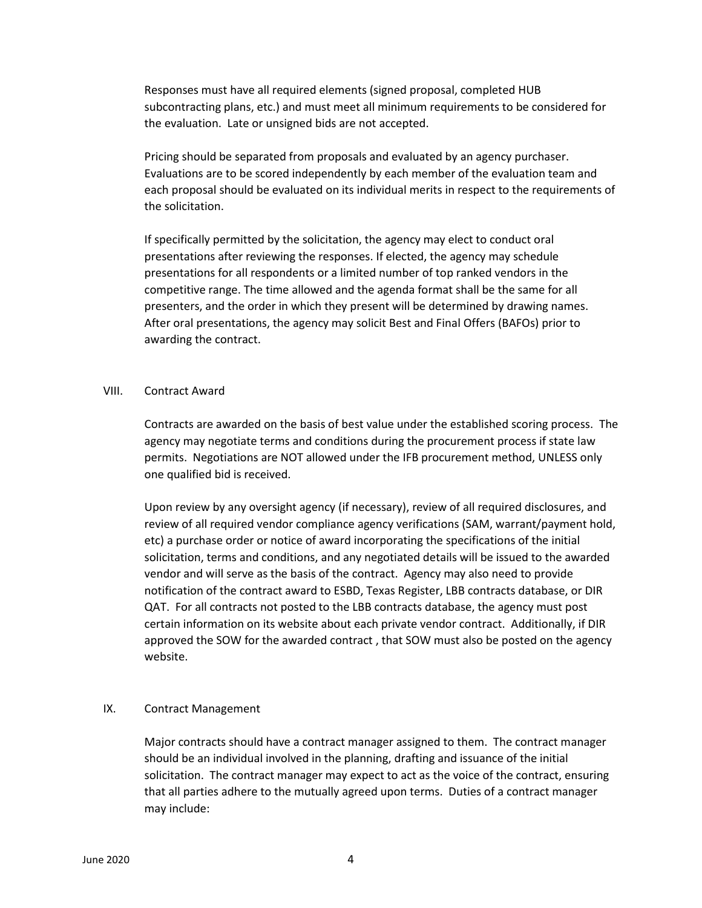Responses must have all required elements (signed proposal, completed HUB subcontracting plans, etc.) and must meet all minimum requirements to be considered for the evaluation. Late or unsigned bids are not accepted.

Pricing should be separated from proposals and evaluated by an agency purchaser. Evaluations are to be scored independently by each member of the evaluation team and each proposal should be evaluated on its individual merits in respect to the requirements of the solicitation.

If specifically permitted by the solicitation, the agency may elect to conduct oral presentations after reviewing the responses. If elected, the agency may schedule presentations for all respondents or a limited number of top ranked vendors in the competitive range. The time allowed and the agenda format shall be the same for all presenters, and the order in which they present will be determined by drawing names. After oral presentations, the agency may solicit Best and Final Offers (BAFOs) prior to awarding the contract.

## VIII. Contract Award

Contracts are awarded on the basis of best value under the established scoring process. The agency may negotiate terms and conditions during the procurement process if state law permits. Negotiations are NOT allowed under the IFB procurement method, UNLESS only one qualified bid is received.

Upon review by any oversight agency (if necessary), review of all required disclosures, and review of all required vendor compliance agency verifications (SAM, warrant/payment hold, etc) a purchase order or notice of award incorporating the specifications of the initial solicitation, terms and conditions, and any negotiated details will be issued to the awarded vendor and will serve as the basis of the contract. Agency may also need to provide notification of the contract award to ESBD, Texas Register, LBB contracts database, or DIR QAT. For all contracts not posted to the LBB contracts database, the agency must post certain information on its website about each private vendor contract. Additionally, if DIR approved the SOW for the awarded contract , that SOW must also be posted on the agency website.

## IX. Contract Management

Major contracts should have a contract manager assigned to them. The contract manager should be an individual involved in the planning, drafting and issuance of the initial solicitation. The contract manager may expect to act as the voice of the contract, ensuring that all parties adhere to the mutually agreed upon terms. Duties of a contract manager may include: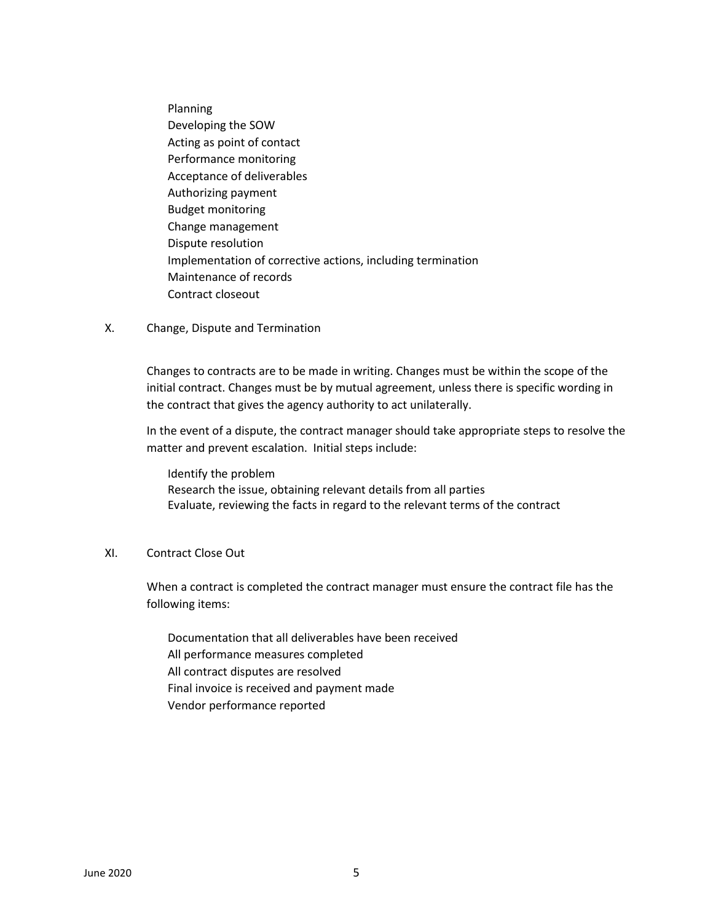- Planning
- Developing the SOW
- Acting as point of contact
- Performance monitoring
- Acceptance of deliverables
- Authorizing payment
- Budget monitoring
- Change management
- Dispute resolution
- Implementation of corrective actions, including termination
- Maintenance of records
- Contract closeout

## X. Change, Dispute and Termination

Changes to contracts are to be made in writing. Changes must be within the scope of the initial contract. Changes must be by mutual agreement, unless there is specific wording in the contract that gives the agency authority to act unilaterally.

In the event of a dispute, the contract manager should take appropriate steps to resolve the matter and prevent escalation. Initial steps include:

- Identify the problem
- Research the issue, obtaining relevant details from all parties
- Evaluate, reviewing the facts in regard to the relevant terms of the contract

## XI. Contract Close Out

When a contract is completed the contract manager must ensure the contract file has the following items:

- Documentation that all deliverables have been received
- All performance measures completed
- All contract disputes are resolved
- Final invoice is received and payment made
- Vendor performance reported